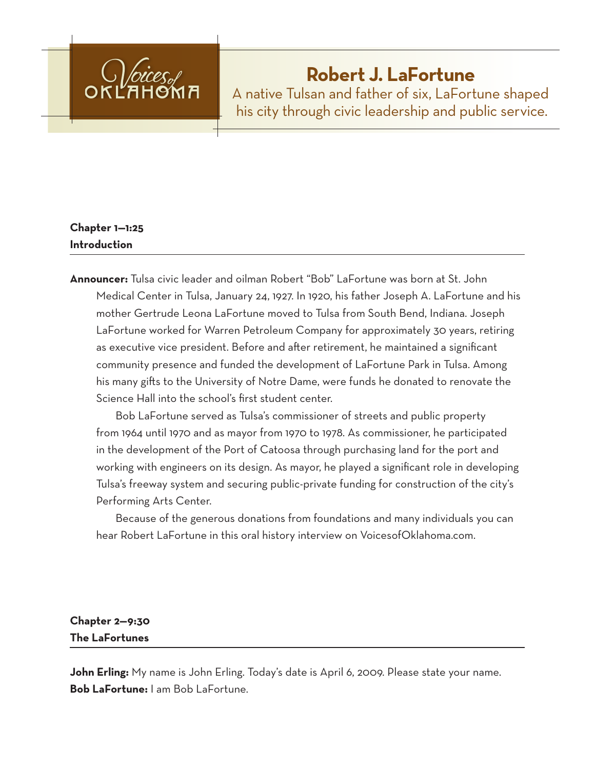Voices of Oklahoma

# Robert J. LaFortune

A native Tulsan and father of six, LaFortune shaped his city through civic leadership and public service.

**Chapter 1—1:25**
**Introduction**

---

**Announcer:** Tulsa civic leader and oilman Robert "Bob" LaFortune was born at St. John Medical Center in Tulsa, January 24, 1927. In 1920, his father Joseph A. LaFortune and his mother Gertrude Leona LaFortune moved to Tulsa from South Bend, Indiana. Joseph LaFortune worked for Warren Petroleum Company for approximately 30 years, retiring as executive vice president. Before and after retirement, he maintained a significant community presence and funded the development of LaFortune Park in Tulsa. Among his many gifts to the University of Notre Dame, were funds he donated to renovate the Science Hall into the school's first student center.

Bob LaFortune served as Tulsa's commissioner of streets and public property from 1964 until 1970 and as mayor from 1970 to 1978. As commissioner, he participated in the development of the Port of Catoosa through purchasing land for the port and working with engineers on its design. As mayor, he played a significant role in developing Tulsa's freeway system and securing public-private funding for construction of the city's Performing Arts Center.

Because of the generous donations from foundations and many individuals you can hear Robert LaFortune in this oral history interview on VoicesofOklahoma.com.

**Chapter 2—9:30**
**The LaFortunes**

---

**John Erling:** My name is John Erling. Today's date is April 6, 2009. Please state your name.

**Bob LaFortune:** I am Bob LaFortune.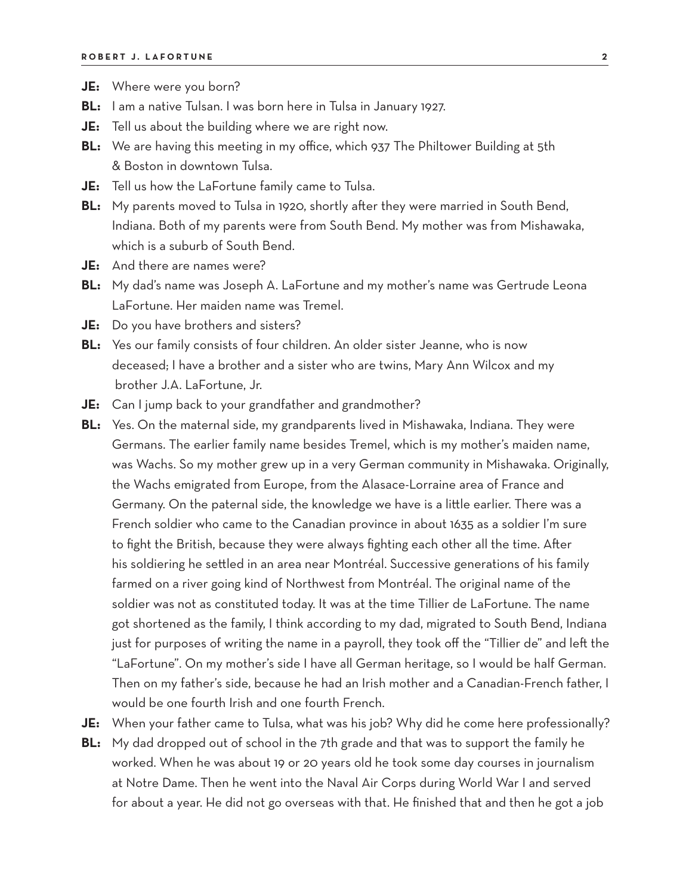**JE:** Where were you born?

**BL:** I am a native Tulsan. I was born here in Tulsa in January 1927.

**JE:** Tell us about the building where we are right now.

**BL:** We are having this meeting in my office, which 937 The Philtower Building at 5th & Boston in downtown Tulsa.

**JE:** Tell us how the LaFortune family came to Tulsa.

**BL:** My parents moved to Tulsa in 1920, shortly after they were married in South Bend, Indiana. Both of my parents were from South Bend. My mother was from Mishawaka, which is a suburb of South Bend.

**JE:** And there are names were?

**BL:** My dad's name was Joseph A. LaFortune and my mother's name was Gertrude Leona LaFortune. Her maiden name was Tremel.

**JE:** Do you have brothers and sisters?

**BL:** Yes our family consists of four children. An older sister Jeanne, who is now deceased; I have a brother and a sister who are twins, Mary Ann Wilcox and my brother J.A. LaFortune, Jr.

**JE:** Can I jump back to your grandfather and grandmother?

**BL:** Yes. On the maternal side, my grandparents lived in Mishawaka, Indiana. They were Germans. The earlier family name besides Tremel, which is my mother's maiden name, was Wachs. So my mother grew up in a very German community in Mishawaka. Originally, the Wachs emigrated from Europe, from the Alasace-Lorraine area of France and Germany. On the paternal side, the knowledge we have is a little earlier. There was a French soldier who came to the Canadian province in about 1635 as a soldier I'm sure to fight the British, because they were always fighting each other all the time. After his soldiering he settled in an area near Montréal. Successive generations of his family farmed on a river going kind of Northwest from Montréal. The original name of the soldier was not as constituted today. It was at the time Tillier de LaFortune. The name got shortened as the family, I think according to my dad, migrated to South Bend, Indiana just for purposes of writing the name in a payroll, they took off the "Tillier de" and left the "LaFortune". On my mother's side I have all German heritage, so I would be half German. Then on my father's side, because he had an Irish mother and a Canadian-French father, I would be one fourth Irish and one fourth French.

**JE:** When your father came to Tulsa, what was his job? Why did he come here professionally?

**BL:** My dad dropped out of school in the 7th grade and that was to support the family he worked. When he was about 19 or 20 years old he took some day courses in journalism at Notre Dame. Then he went into the Naval Air Corps during World War I and served for about a year. He did not go overseas with that. He finished that and then he got a job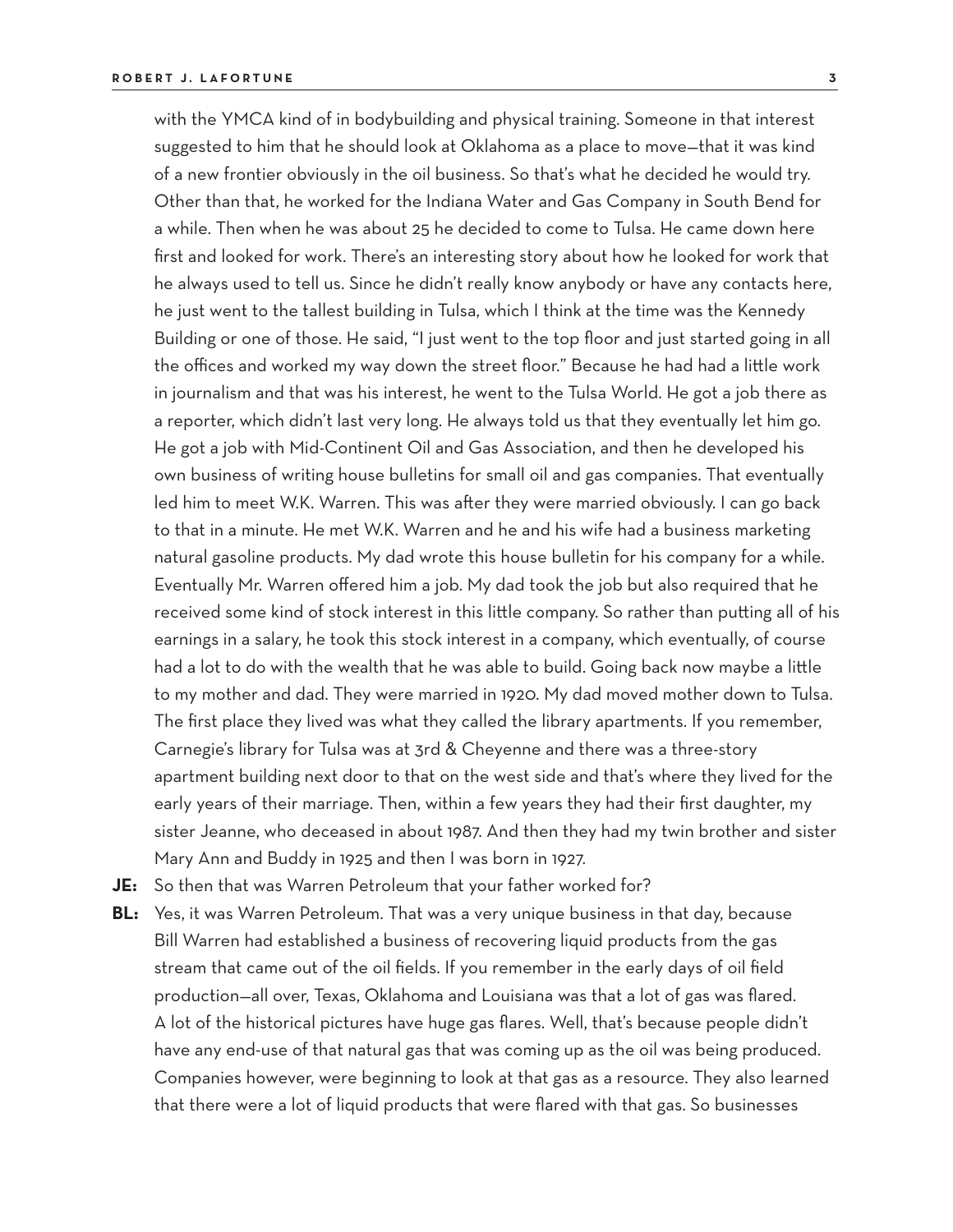with the YMCA kind of in bodybuilding and physical training. Someone in that interest suggested to him that he should look at Oklahoma as a place to move—that it was kind of a new frontier obviously in the oil business. So that's what he decided he would try. Other than that, he worked for the Indiana Water and Gas Company in South Bend for a while. Then when he was about 25 he decided to come to Tulsa. He came down here first and looked for work. There's an interesting story about how he looked for work that he always used to tell us. Since he didn't really know anybody or have any contacts here, he just went to the tallest building in Tulsa, which I think at the time was the Kennedy Building or one of those. He said, "I just went to the top floor and just started going in all the offices and worked my way down the street floor." Because he had had a little work in journalism and that was his interest, he went to the Tulsa World. He got a job there as a reporter, which didn't last very long. He always told us that they eventually let him go. He got a job with Mid-Continent Oil and Gas Association, and then he developed his own business of writing house bulletins for small oil and gas companies. That eventually led him to meet W.K. Warren. This was after they were married obviously. I can go back to that in a minute. He met W.K. Warren and he and his wife had a business marketing natural gasoline products. My dad wrote this house bulletin for his company for a while. Eventually Mr. Warren offered him a job. My dad took the job but also required that he received some kind of stock interest in this little company. So rather than putting all of his earnings in a salary, he took this stock interest in a company, which eventually, of course had a lot to do with the wealth that he was able to build. Going back now maybe a little to my mother and dad. They were married in 1920. My dad moved mother down to Tulsa. The first place they lived was what they called the library apartments. If you remember, Carnegie's library for Tulsa was at 3rd & Cheyenne and there was a three-story apartment building next door to that on the west side and that's where they lived for the early years of their marriage. Then, within a few years they had their first daughter, my sister Jeanne, who deceased in about 1987. And then they had my twin brother and sister Mary Ann and Buddy in 1925 and then I was born in 1927.

**JE:** So then that was Warren Petroleum that your father worked for?

**BL:** Yes, it was Warren Petroleum. That was a very unique business in that day, because Bill Warren had established a business of recovering liquid products from the gas stream that came out of the oil fields. If you remember in the early days of oil field production—all over, Texas, Oklahoma and Louisiana was that a lot of gas was flared. A lot of the historical pictures have huge gas flares. Well, that's because people didn't have any end-use of that natural gas that was coming up as the oil was being produced. Companies however, were beginning to look at that gas as a resource. They also learned that there were a lot of liquid products that were flared with that gas. So businesses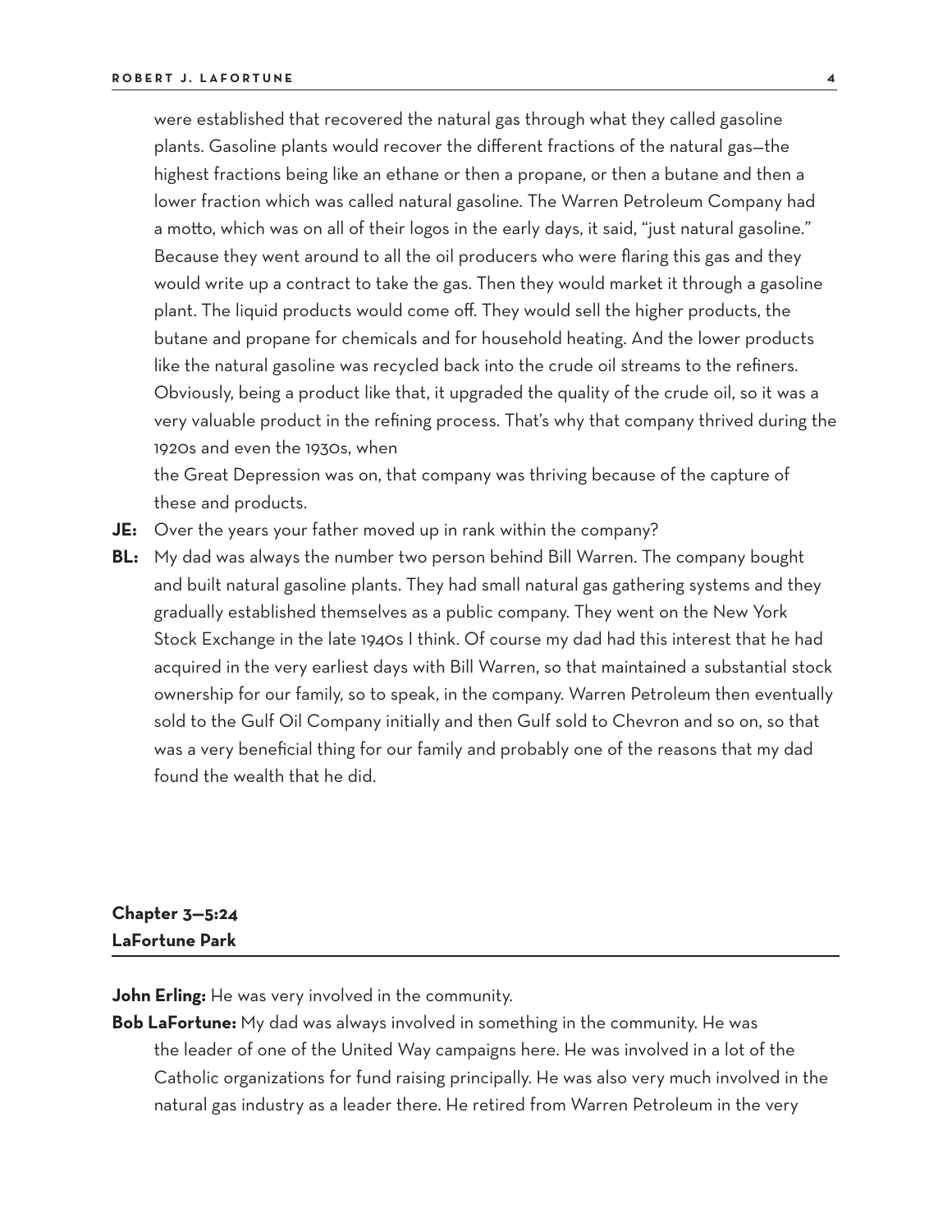were established that recovered the natural gas through what they called gasoline plants. Gasoline plants would recover the different fractions of the natural gas—the highest fractions being like an ethane or then a propane, or then a butane and then a lower fraction which was called natural gasoline. The Warren Petroleum Company had a motto, which was on all of their logos in the early days, it said, "just natural gasoline." Because they went around to all the oil producers who were flaring this gas and they would write up a contract to take the gas. Then they would market it through a gasoline plant. The liquid products would come off. They would sell the higher products, the butane and propane for chemicals and for household heating. And the lower products like the natural gasoline was recycled back into the crude oil streams to the refiners. Obviously, being a product like that, it upgraded the quality of the crude oil, so it was a very valuable product in the refining process. That's why that company thrived during the 1920s and even the 1930s, when the Great Depression was on, that company was thriving because of the capture of these and products.

**JE:** Over the years your father moved up in rank within the company?

**BL:** My dad was always the number two person behind Bill Warren. The company bought and built natural gasoline plants. They had small natural gas gathering systems and they gradually established themselves as a public company. They went on the New York Stock Exchange in the late 1940s I think. Of course my dad had this interest that he had acquired in the very earliest days with Bill Warren, so that maintained a substantial stock ownership for our family, so to speak, in the company. Warren Petroleum then eventually sold to the Gulf Oil Company initially and then Gulf sold to Chevron and so on, so that was a very beneficial thing for our family and probably one of the reasons that my dad found the wealth that he did.

## Chapter 3—5:24
## LaFortune Park

**John Erling:** He was very involved in the community.

**Bob LaFortune:** My dad was always involved in something in the community. He was the leader of one of the United Way campaigns here. He was involved in a lot of the Catholic organizations for fund raising principally. He was also very much involved in the natural gas industry as a leader there. He retired from Warren Petroleum in the very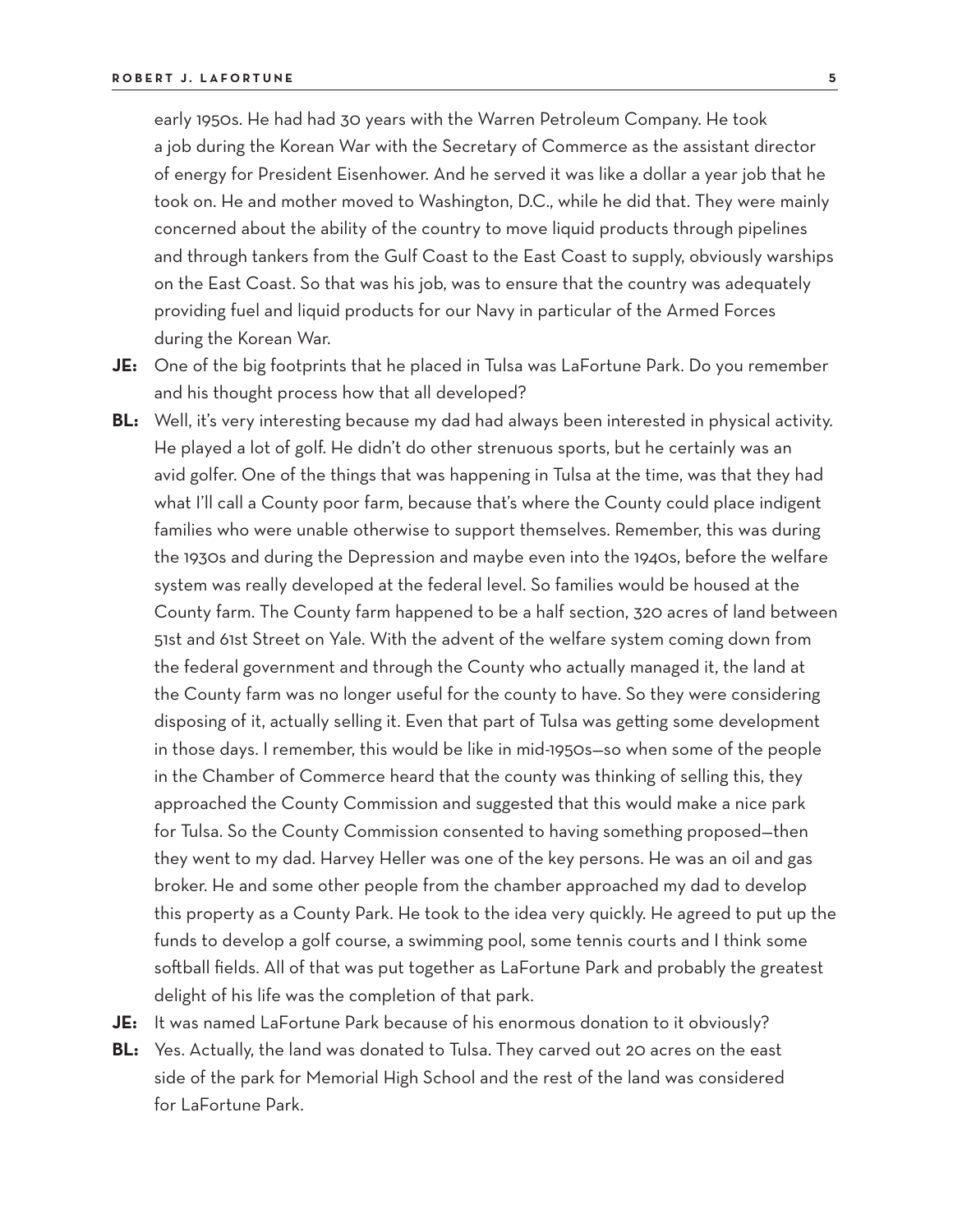early 1950s. He had had 30 years with the Warren Petroleum Company. He took a job during the Korean War with the Secretary of Commerce as the assistant director of energy for President Eisenhower. And he served it was like a dollar a year job that he took on. He and mother moved to Washington, D.C., while he did that. They were mainly concerned about the ability of the country to move liquid products through pipelines and through tankers from the Gulf Coast to the East Coast to supply, obviously warships on the East Coast. So that was his job, was to ensure that the country was adequately providing fuel and liquid products for our Navy in particular of the Armed Forces during the Korean War.

**JE:** One of the big footprints that he placed in Tulsa was LaFortune Park. Do you remember and his thought process how that all developed?

**BL:** Well, it's very interesting because my dad had always been interested in physical activity. He played a lot of golf. He didn't do other strenuous sports, but he certainly was an avid golfer. One of the things that was happening in Tulsa at the time, was that they had what I'll call a County poor farm, because that's where the County could place indigent families who were unable otherwise to support themselves. Remember, this was during the 1930s and during the Depression and maybe even into the 1940s, before the welfare system was really developed at the federal level. So families would be housed at the County farm. The County farm happened to be a half section, 320 acres of land between 51st and 61st Street on Yale. With the advent of the welfare system coming down from the federal government and through the County who actually managed it, the land at the County farm was no longer useful for the county to have. So they were considering disposing of it, actually selling it. Even that part of Tulsa was getting some development in those days. I remember, this would be like in mid-1950s—so when some of the people in the Chamber of Commerce heard that the county was thinking of selling this, they approached the County Commission and suggested that this would make a nice park for Tulsa. So the County Commission consented to having something proposed—then they went to my dad. Harvey Heller was one of the key persons. He was an oil and gas broker. He and some other people from the chamber approached my dad to develop this property as a County Park. He took to the idea very quickly. He agreed to put up the funds to develop a golf course, a swimming pool, some tennis courts and I think some softball fields. All of that was put together as LaFortune Park and probably the greatest delight of his life was the completion of that park.

**JE:** It was named LaFortune Park because of his enormous donation to it obviously?

**BL:** Yes. Actually, the land was donated to Tulsa. They carved out 20 acres on the east side of the park for Memorial High School and the rest of the land was considered for LaFortune Park.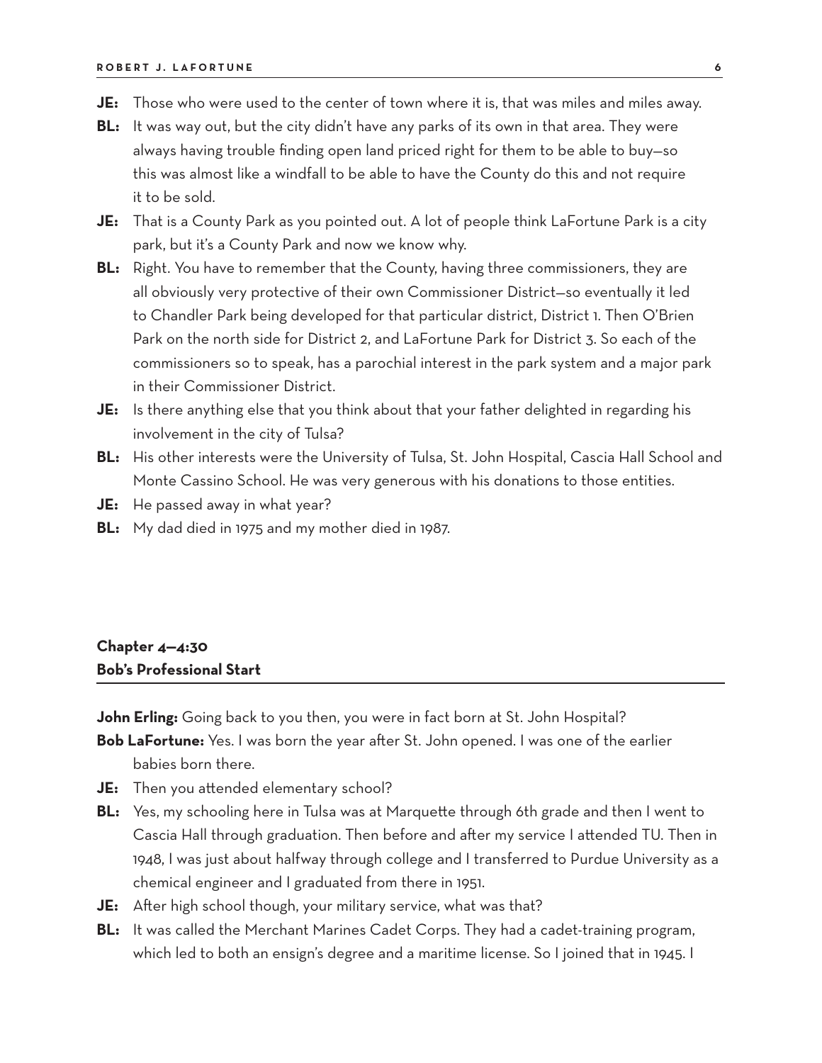**JE:** Those who were used to the center of town where it is, that was miles and miles away.

**BL:** It was way out, but the city didn't have any parks of its own in that area. They were always having trouble finding open land priced right for them to be able to buy—so this was almost like a windfall to be able to have the County do this and not require it to be sold.

**JE:** That is a County Park as you pointed out. A lot of people think LaFortune Park is a city park, but it's a County Park and now we know why.

**BL:** Right. You have to remember that the County, having three commissioners, they are all obviously very protective of their own Commissioner District—so eventually it led to Chandler Park being developed for that particular district, District 1. Then O'Brien Park on the north side for District 2, and LaFortune Park for District 3. So each of the commissioners so to speak, has a parochial interest in the park system and a major park in their Commissioner District.

**JE:** Is there anything else that you think about that your father delighted in regarding his involvement in the city of Tulsa?

**BL:** His other interests were the University of Tulsa, St. John Hospital, Cascia Hall School and Monte Cassino School. He was very generous with his donations to those entities.

**JE:** He passed away in what year?

**BL:** My dad died in 1975 and my mother died in 1987.

## Chapter 4—4:30
## Bob's Professional Start

**John Erling:** Going back to you then, you were in fact born at St. John Hospital?

**Bob LaFortune:** Yes. I was born the year after St. John opened. I was one of the earlier babies born there.

**JE:** Then you attended elementary school?

**BL:** Yes, my schooling here in Tulsa was at Marquette through 6th grade and then I went to Cascia Hall through graduation. Then before and after my service I attended TU. Then in 1948, I was just about halfway through college and I transferred to Purdue University as a chemical engineer and I graduated from there in 1951.

**JE:** After high school though, your military service, what was that?

**BL:** It was called the Merchant Marines Cadet Corps. They had a cadet-training program, which led to both an ensign's degree and a maritime license. So I joined that in 1945. I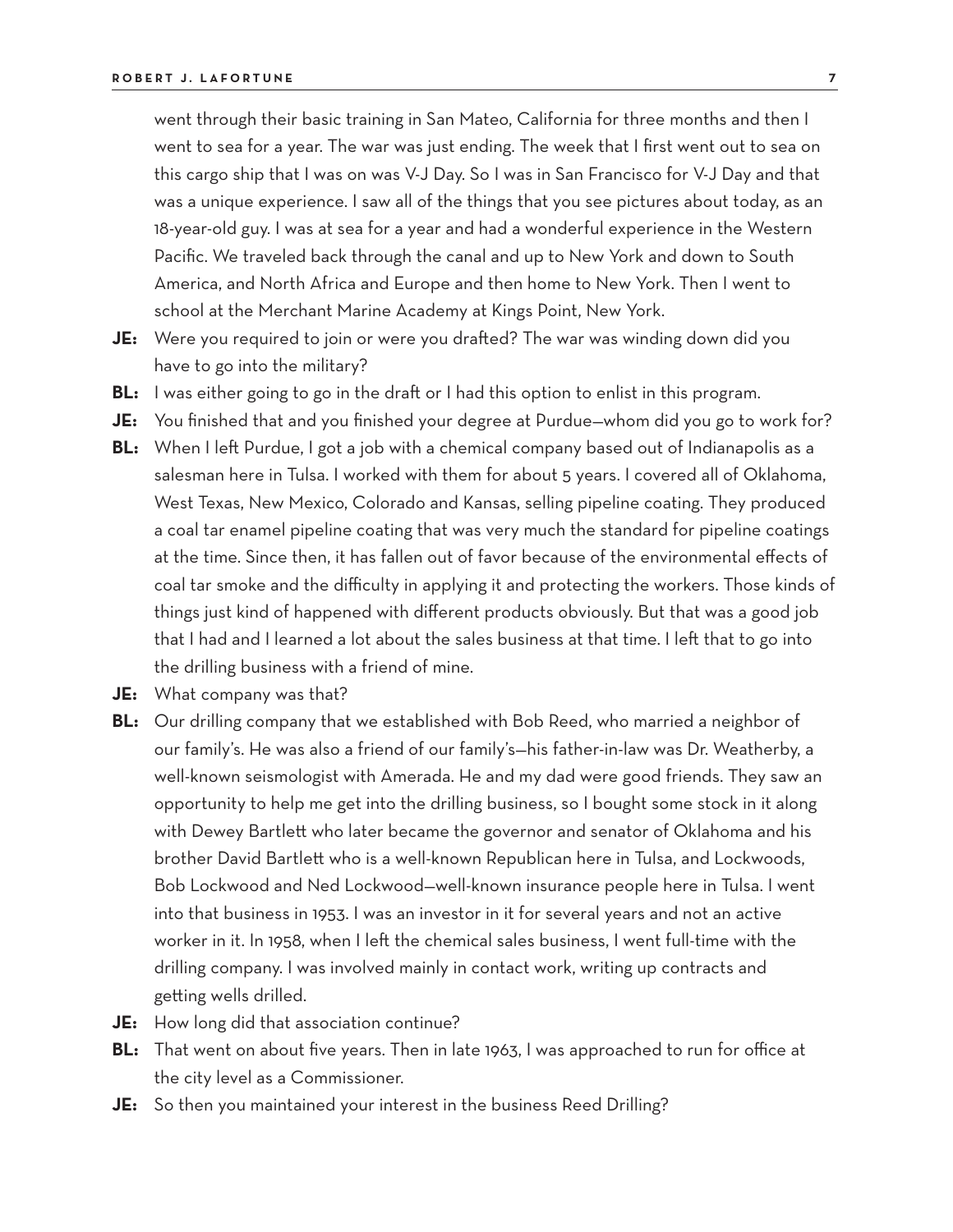went through their basic training in San Mateo, California for three months and then I went to sea for a year. The war was just ending. The week that I first went out to sea on this cargo ship that I was on was V-J Day. So I was in San Francisco for V-J Day and that was a unique experience. I saw all of the things that you see pictures about today, as an 18-year-old guy. I was at sea for a year and had a wonderful experience in the Western Pacific. We traveled back through the canal and up to New York and down to South America, and North Africa and Europe and then home to New York. Then I went to school at the Merchant Marine Academy at Kings Point, New York.

**JE:** Were you required to join or were you drafted? The war was winding down did you have to go into the military?

**BL:** I was either going to go in the draft or I had this option to enlist in this program.

**JE:** You finished that and you finished your degree at Purdue—whom did you go to work for?

**BL:** When I left Purdue, I got a job with a chemical company based out of Indianapolis as a salesman here in Tulsa. I worked with them for about 5 years. I covered all of Oklahoma, West Texas, New Mexico, Colorado and Kansas, selling pipeline coating. They produced a coal tar enamel pipeline coating that was very much the standard for pipeline coatings at the time. Since then, it has fallen out of favor because of the environmental effects of coal tar smoke and the difficulty in applying it and protecting the workers. Those kinds of things just kind of happened with different products obviously. But that was a good job that I had and I learned a lot about the sales business at that time. I left that to go into the drilling business with a friend of mine.

**JE:** What company was that?

**BL:** Our drilling company that we established with Bob Reed, who married a neighbor of our family's. He was also a friend of our family's—his father-in-law was Dr. Weatherby, a well-known seismologist with Amerada. He and my dad were good friends. They saw an opportunity to help me get into the drilling business, so I bought some stock in it along with Dewey Bartlett who later became the governor and senator of Oklahoma and his brother David Bartlett who is a well-known Republican here in Tulsa, and Lockwoods, Bob Lockwood and Ned Lockwood—well-known insurance people here in Tulsa. I went into that business in 1953. I was an investor in it for several years and not an active worker in it. In 1958, when I left the chemical sales business, I went full-time with the drilling company. I was involved mainly in contact work, writing up contracts and getting wells drilled.

**JE:** How long did that association continue?

**BL:** That went on about five years. Then in late 1963, I was approached to run for office at the city level as a Commissioner.

**JE:** So then you maintained your interest in the business Reed Drilling?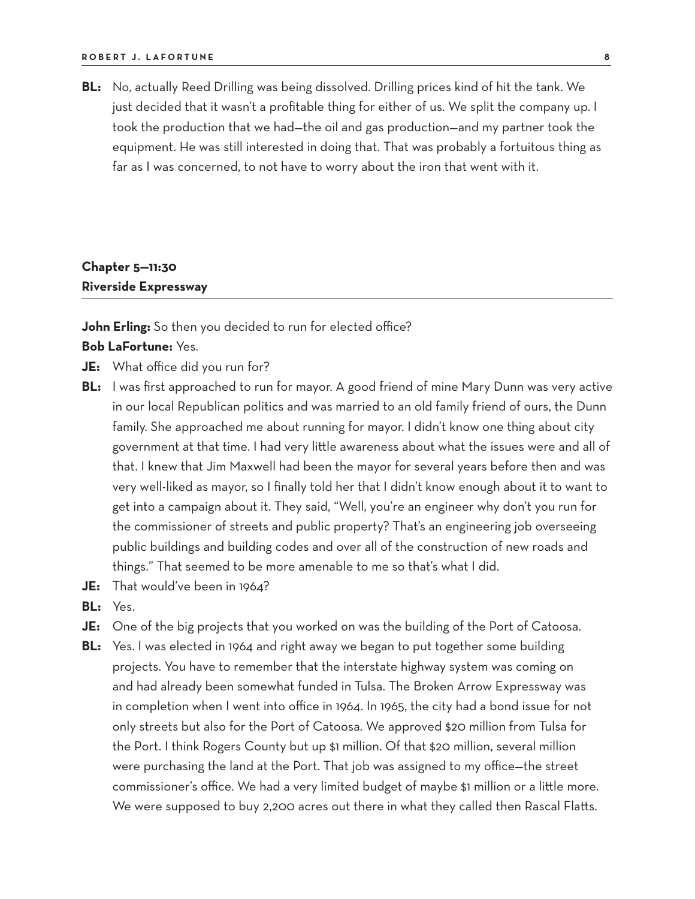**BL:** No, actually Reed Drilling was being dissolved. Drilling prices kind of hit the tank. We just decided that it wasn't a profitable thing for either of us. We split the company up. I took the production that we had—the oil and gas production—and my partner took the equipment. He was still interested in doing that. That was probably a fortuitous thing as far as I was concerned, to not have to worry about the iron that went with it.

## Chapter 5—11:30
## Riverside Expressway

**John Erling:** So then you decided to run for elected office?

**Bob LaFortune:** Yes.

**JE:** What office did you run for?

**BL:** I was first approached to run for mayor. A good friend of mine Mary Dunn was very active in our local Republican politics and was married to an old family friend of ours, the Dunn family. She approached me about running for mayor. I didn't know one thing about city government at that time. I had very little awareness about what the issues were and all of that. I knew that Jim Maxwell had been the mayor for several years before then and was very well-liked as mayor, so I finally told her that I didn't know enough about it to want to get into a campaign about it. They said, "Well, you're an engineer why don't you run for the commissioner of streets and public property? That's an engineering job overseeing public buildings and building codes and over all of the construction of new roads and things." That seemed to be more amenable to me so that's what I did.

**JE:** That would've been in 1964?

**BL:** Yes.

**JE:** One of the big projects that you worked on was the building of the Port of Catoosa.

**BL:** Yes. I was elected in 1964 and right away we began to put together some building projects. You have to remember that the interstate highway system was coming on and had already been somewhat funded in Tulsa. The Broken Arrow Expressway was in completion when I went into office in 1964. In 1965, the city had a bond issue for not only streets but also for the Port of Catoosa. We approved $20 million from Tulsa for the Port. I think Rogers County but up $1 million. Of that $20 million, several million were purchasing the land at the Port. That job was assigned to my office—the street commissioner's office. We had a very limited budget of maybe $1 million or a little more. We were supposed to buy 2,200 acres out there in what they called then Rascal Flatts.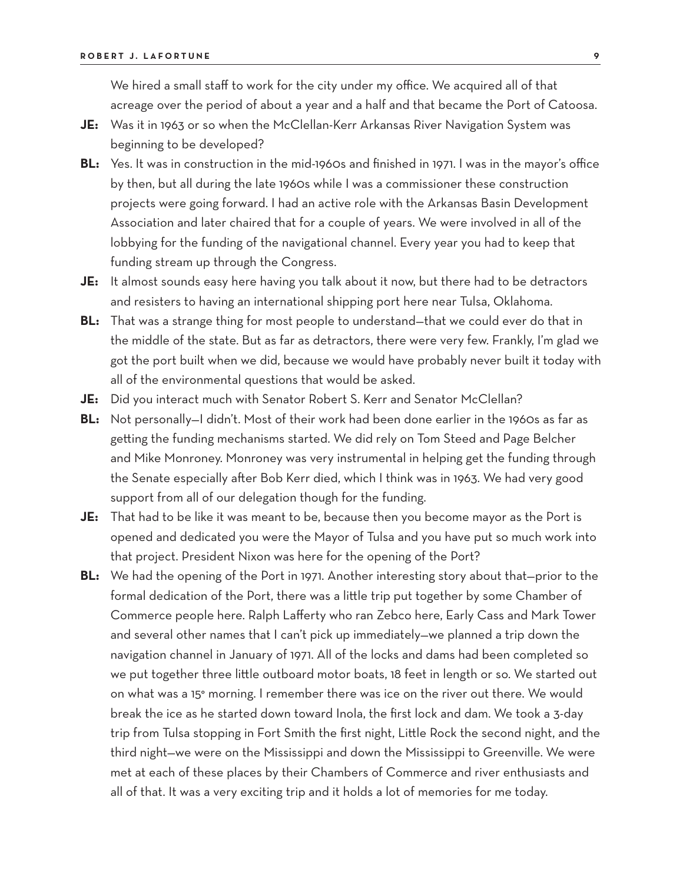We hired a small staff to work for the city under my office. We acquired all of that acreage over the period of about a year and a half and that became the Port of Catoosa.

**JE:** Was it in 1963 or so when the McClellan-Kerr Arkansas River Navigation System was beginning to be developed?

**BL:** Yes. It was in construction in the mid-1960s and finished in 1971. I was in the mayor's office by then, but all during the late 1960s while I was a commissioner these construction projects were going forward. I had an active role with the Arkansas Basin Development Association and later chaired that for a couple of years. We were involved in all of the lobbying for the funding of the navigational channel. Every year you had to keep that funding stream up through the Congress.

**JE:** It almost sounds easy here having you talk about it now, but there had to be detractors and resisters to having an international shipping port here near Tulsa, Oklahoma.

**BL:** That was a strange thing for most people to understand—that we could ever do that in the middle of the state. But as far as detractors, there were very few. Frankly, I'm glad we got the port built when we did, because we would have probably never built it today with all of the environmental questions that would be asked.

**JE:** Did you interact much with Senator Robert S. Kerr and Senator McClellan?

**BL:** Not personally—I didn't. Most of their work had been done earlier in the 1960s as far as getting the funding mechanisms started. We did rely on Tom Steed and Page Belcher and Mike Monroney. Monroney was very instrumental in helping get the funding through the Senate especially after Bob Kerr died, which I think was in 1963. We had very good support from all of our delegation though for the funding.

**JE:** That had to be like it was meant to be, because then you become mayor as the Port is opened and dedicated you were the Mayor of Tulsa and you have put so much work into that project. President Nixon was here for the opening of the Port?

**BL:** We had the opening of the Port in 1971. Another interesting story about that—prior to the formal dedication of the Port, there was a little trip put together by some Chamber of Commerce people here. Ralph Lafferty who ran Zebco here, Early Cass and Mark Tower and several other names that I can't pick up immediately—we planned a trip down the navigation channel in January of 1971. All of the locks and dams had been completed so we put together three little outboard motor boats, 18 feet in length or so. We started out on what was a 15° morning. I remember there was ice on the river out there. We would break the ice as he started down toward Inola, the first lock and dam. We took a 3-day trip from Tulsa stopping in Fort Smith the first night, Little Rock the second night, and the third night—we were on the Mississippi and down the Mississippi to Greenville. We were met at each of these places by their Chambers of Commerce and river enthusiasts and all of that. It was a very exciting trip and it holds a lot of memories for me today.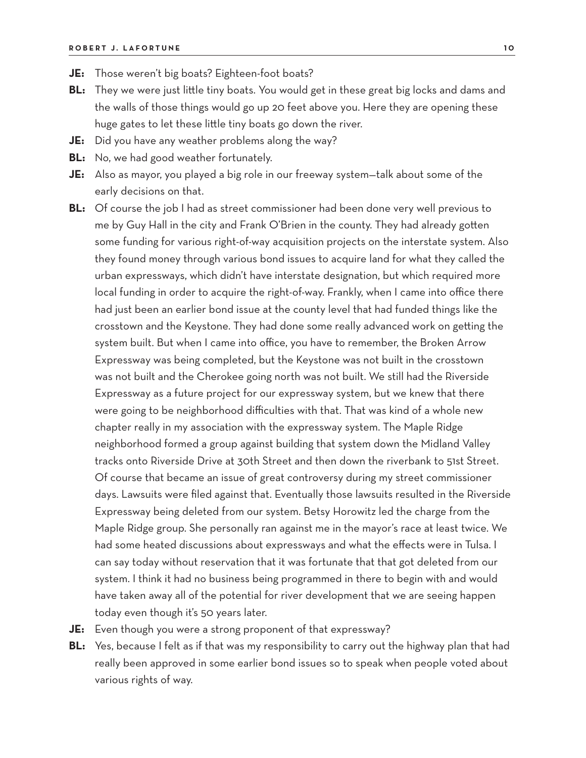**JE:** Those weren't big boats? Eighteen-foot boats?

**BL:** They we were just little tiny boats. You would get in these great big locks and dams and the walls of those things would go up 20 feet above you. Here they are opening these huge gates to let these little tiny boats go down the river.

**JE:** Did you have any weather problems along the way?

**BL:** No, we had good weather fortunately.

**JE:** Also as mayor, you played a big role in our freeway system—talk about some of the early decisions on that.

**BL:** Of course the job I had as street commissioner had been done very well previous to me by Guy Hall in the city and Frank O'Brien in the county. They had already gotten some funding for various right-of-way acquisition projects on the interstate system. Also they found money through various bond issues to acquire land for what they called the urban expressways, which didn't have interstate designation, but which required more local funding in order to acquire the right-of-way. Frankly, when I came into office there had just been an earlier bond issue at the county level that had funded things like the crosstown and the Keystone. They had done some really advanced work on getting the system built. But when I came into office, you have to remember, the Broken Arrow Expressway was being completed, but the Keystone was not built in the crosstown was not built and the Cherokee going north was not built. We still had the Riverside Expressway as a future project for our expressway system, but we knew that there were going to be neighborhood difficulties with that. That was kind of a whole new chapter really in my association with the expressway system. The Maple Ridge neighborhood formed a group against building that system down the Midland Valley tracks onto Riverside Drive at 30th Street and then down the riverbank to 51st Street. Of course that became an issue of great controversy during my street commissioner days. Lawsuits were filed against that. Eventually those lawsuits resulted in the Riverside Expressway being deleted from our system. Betsy Horowitz led the charge from the Maple Ridge group. She personally ran against me in the mayor's race at least twice. We had some heated discussions about expressways and what the effects were in Tulsa. I can say today without reservation that it was fortunate that that got deleted from our system. I think it had no business being programmed in there to begin with and would have taken away all of the potential for river development that we are seeing happen today even though it's 50 years later.

**JE:** Even though you were a strong proponent of that expressway?

**BL:** Yes, because I felt as if that was my responsibility to carry out the highway plan that had really been approved in some earlier bond issues so to speak when people voted about various rights of way.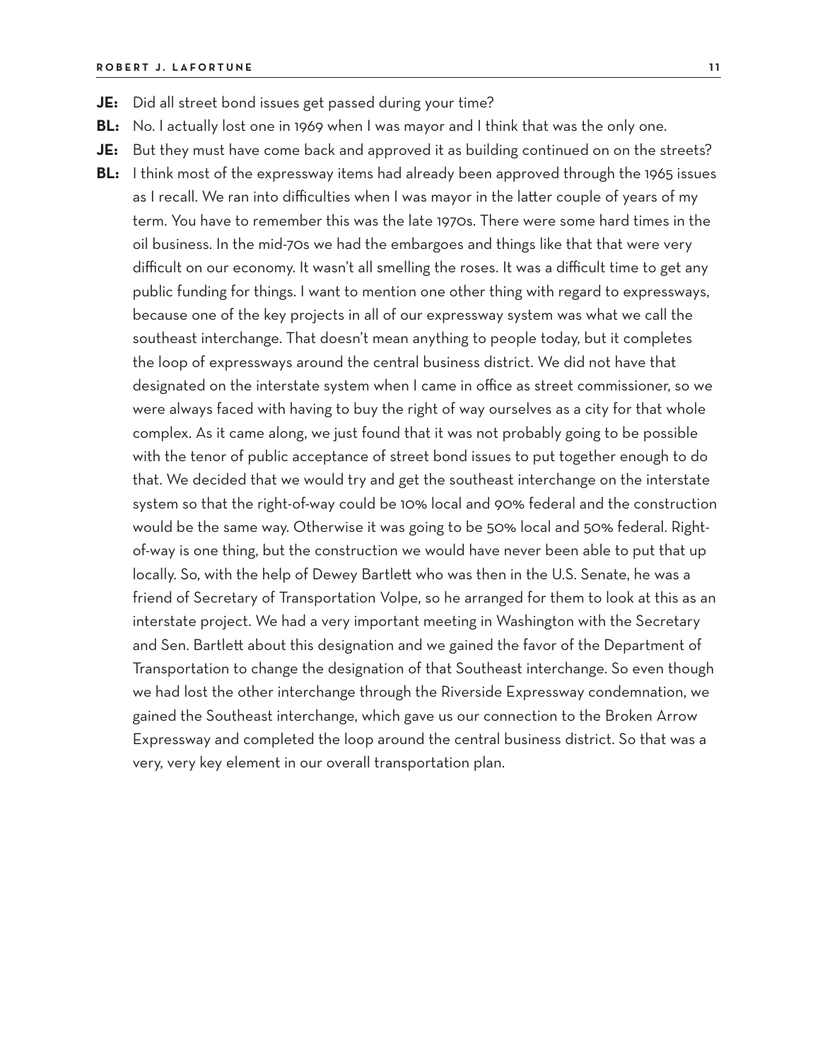**JE:** Did all street bond issues get passed during your time?

**BL:** No. I actually lost one in 1969 when I was mayor and I think that was the only one.

**JE:** But they must have come back and approved it as building continued on on the streets?

**BL:** I think most of the expressway items had already been approved through the 1965 issues as I recall. We ran into difficulties when I was mayor in the latter couple of years of my term. You have to remember this was the late 1970s. There were some hard times in the oil business. In the mid-70s we had the embargoes and things like that that were very difficult on our economy. It wasn't all smelling the roses. It was a difficult time to get any public funding for things. I want to mention one other thing with regard to expressways, because one of the key projects in all of our expressway system was what we call the southeast interchange. That doesn't mean anything to people today, but it completes the loop of expressways around the central business district. We did not have that designated on the interstate system when I came in office as street commissioner, so we were always faced with having to buy the right of way ourselves as a city for that whole complex. As it came along, we just found that it was not probably going to be possible with the tenor of public acceptance of street bond issues to put together enough to do that. We decided that we would try and get the southeast interchange on the interstate system so that the right-of-way could be 10% local and 90% federal and the construction would be the same way. Otherwise it was going to be 50% local and 50% federal. Right-of-way is one thing, but the construction we would have never been able to put that up locally. So, with the help of Dewey Bartlett who was then in the U.S. Senate, he was a friend of Secretary of Transportation Volpe, so he arranged for them to look at this as an interstate project. We had a very important meeting in Washington with the Secretary and Sen. Bartlett about this designation and we gained the favor of the Department of Transportation to change the designation of that Southeast interchange. So even though we had lost the other interchange through the Riverside Expressway condemnation, we gained the Southeast interchange, which gave us our connection to the Broken Arrow Expressway and completed the loop around the central business district. So that was a very, very key element in our overall transportation plan.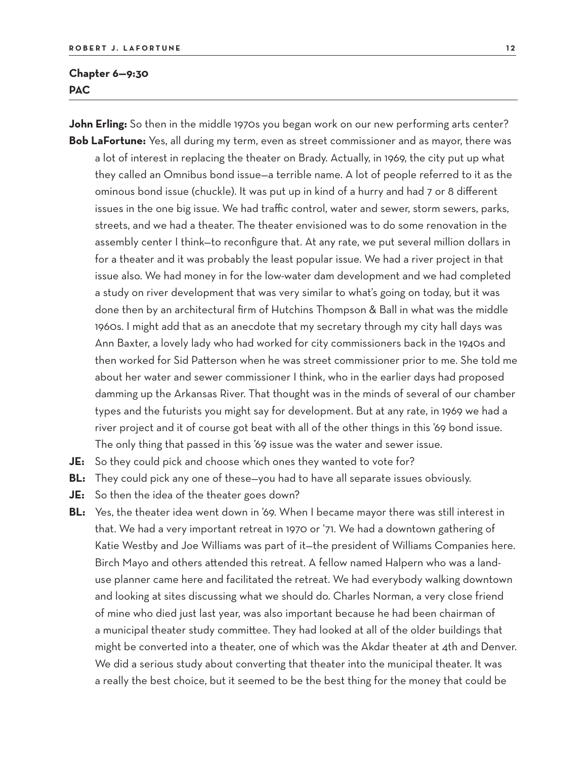## Chapter 6—9:30
## PAC

**John Erling:** So then in the middle 1970s you began work on our new performing arts center?

**Bob LaFortune:** Yes, all during my term, even as street commissioner and as mayor, there was a lot of interest in replacing the theater on Brady. Actually, in 1969, the city put up what they called an Omnibus bond issue—a terrible name. A lot of people referred to it as the ominous bond issue (chuckle). It was put up in kind of a hurry and had 7 or 8 different issues in the one big issue. We had traffic control, water and sewer, storm sewers, parks, streets, and we had a theater. The theater envisioned was to do some renovation in the assembly center I think—to reconfigure that. At any rate, we put several million dollars in for a theater and it was probably the least popular issue. We had a river project in that issue also. We had money in for the low-water dam development and we had completed a study on river development that was very similar to what's going on today, but it was done then by an architectural firm of Hutchins Thompson & Ball in what was the middle 1960s. I might add that as an anecdote that my secretary through my city hall days was Ann Baxter, a lovely lady who had worked for city commissioners back in the 1940s and then worked for Sid Patterson when he was street commissioner prior to me. She told me about her water and sewer commissioner I think, who in the earlier days had proposed damming up the Arkansas River. That thought was in the minds of several of our chamber types and the futurists you might say for development. But at any rate, in 1969 we had a river project and it of course got beat with all of the other things in this '69 bond issue. The only thing that passed in this '69 issue was the water and sewer issue.

**JE:** So they could pick and choose which ones they wanted to vote for?

**BL:** They could pick any one of these—you had to have all separate issues obviously.

**JE:** So then the idea of the theater goes down?

**BL:** Yes, the theater idea went down in '69. When I became mayor there was still interest in that. We had a very important retreat in 1970 or '71. We had a downtown gathering of Katie Westby and Joe Williams was part of it—the president of Williams Companies here. Birch Mayo and others attended this retreat. A fellow named Halpern who was a land-use planner came here and facilitated the retreat. We had everybody walking downtown and looking at sites discussing what we should do. Charles Norman, a very close friend of mine who died just last year, was also important because he had been chairman of a municipal theater study committee. They had looked at all of the older buildings that might be converted into a theater, one of which was the Akdar theater at 4th and Denver. We did a serious study about converting that theater into the municipal theater. It was a really the best choice, but it seemed to be the best thing for the money that could be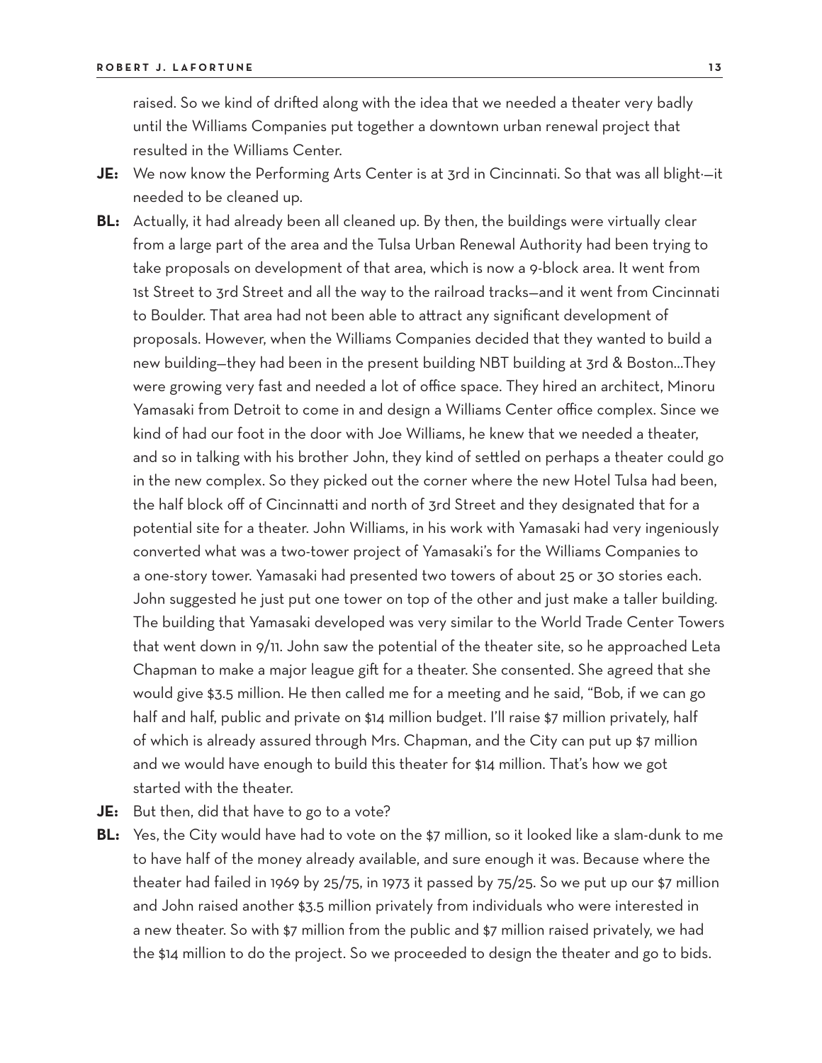raised. So we kind of drifted along with the idea that we needed a theater very badly until the Williams Companies put together a downtown urban renewal project that resulted in the Williams Center.

**JE:** We now know the Performing Arts Center is at 3rd in Cincinnati. So that was all blight·—it needed to be cleaned up.

**BL:** Actually, it had already been all cleaned up. By then, the buildings were virtually clear from a large part of the area and the Tulsa Urban Renewal Authority had been trying to take proposals on development of that area, which is now a 9-block area. It went from 1st Street to 3rd Street and all the way to the railroad tracks—and it went from Cincinnati to Boulder. That area had not been able to attract any significant development of proposals. However, when the Williams Companies decided that they wanted to build a new building—they had been in the present building NBT building at 3rd & Boston…They were growing very fast and needed a lot of office space. They hired an architect, Minoru Yamasaki from Detroit to come in and design a Williams Center office complex. Since we kind of had our foot in the door with Joe Williams, he knew that we needed a theater, and so in talking with his brother John, they kind of settled on perhaps a theater could go in the new complex. So they picked out the corner where the new Hotel Tulsa had been, the half block off of Cincinnatti and north of 3rd Street and they designated that for a potential site for a theater. John Williams, in his work with Yamasaki had very ingeniously converted what was a two-tower project of Yamasaki's for the Williams Companies to a one-story tower. Yamasaki had presented two towers of about 25 or 30 stories each. John suggested he just put one tower on top of the other and just make a taller building. The building that Yamasaki developed was very similar to the World Trade Center Towers that went down in 9/11. John saw the potential of the theater site, so he approached Leta Chapman to make a major league gift for a theater. She consented. She agreed that she would give $3.5 million. He then called me for a meeting and he said, "Bob, if we can go half and half, public and private on $14 million budget. I'll raise $7 million privately, half of which is already assured through Mrs. Chapman, and the City can put up $7 million and we would have enough to build this theater for $14 million. That's how we got started with the theater.

**JE:** But then, did that have to go to a vote?

**BL:** Yes, the City would have had to vote on the $7 million, so it looked like a slam-dunk to me to have half of the money already available, and sure enough it was. Because where the theater had failed in 1969 by 25/75, in 1973 it passed by 75/25. So we put up our $7 million and John raised another $3.5 million privately from individuals who were interested in a new theater. So with $7 million from the public and $7 million raised privately, we had the $14 million to do the project. So we proceeded to design the theater and go to bids.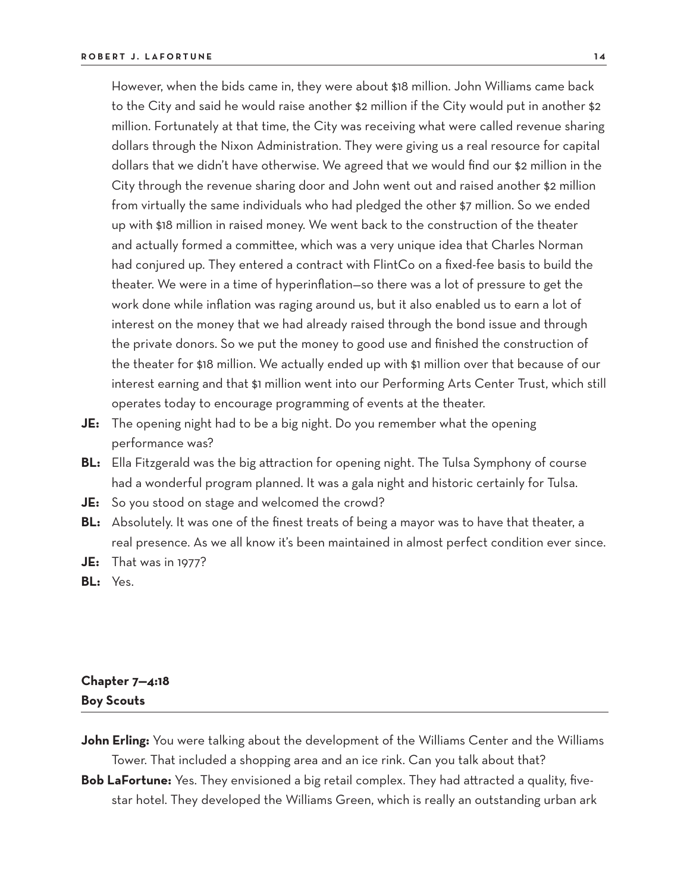However, when the bids came in, they were about $18 million. John Williams came back to the City and said he would raise another $2 million if the City would put in another $2 million. Fortunately at that time, the City was receiving what were called revenue sharing dollars through the Nixon Administration. They were giving us a real resource for capital dollars that we didn't have otherwise. We agreed that we would find our $2 million in the City through the revenue sharing door and John went out and raised another $2 million from virtually the same individuals who had pledged the other $7 million. So we ended up with $18 million in raised money. We went back to the construction of the theater and actually formed a committee, which was a very unique idea that Charles Norman had conjured up. They entered a contract with FlintCo on a fixed-fee basis to build the theater. We were in a time of hyperinflation—so there was a lot of pressure to get the work done while inflation was raging around us, but it also enabled us to earn a lot of interest on the money that we had already raised through the bond issue and through the private donors. So we put the money to good use and finished the construction of the theater for $18 million. We actually ended up with $1 million over that because of our interest earning and that $1 million went into our Performing Arts Center Trust, which still operates today to encourage programming of events at the theater.

**JE:** The opening night had to be a big night. Do you remember what the opening performance was?

**BL:** Ella Fitzgerald was the big attraction for opening night. The Tulsa Symphony of course had a wonderful program planned. It was a gala night and historic certainly for Tulsa.

**JE:** So you stood on stage and welcomed the crowd?

**BL:** Absolutely. It was one of the finest treats of being a mayor was to have that theater, a real presence. As we all know it's been maintained in almost perfect condition ever since.

**JE:** That was in 1977?

**BL:** Yes.

## Chapter 7—4:18
## Boy Scouts

**John Erling:** You were talking about the development of the Williams Center and the Williams Tower. That included a shopping area and an ice rink. Can you talk about that?

**Bob LaFortune:** Yes. They envisioned a big retail complex. They had attracted a quality, five-star hotel. They developed the Williams Green, which is really an outstanding urban ark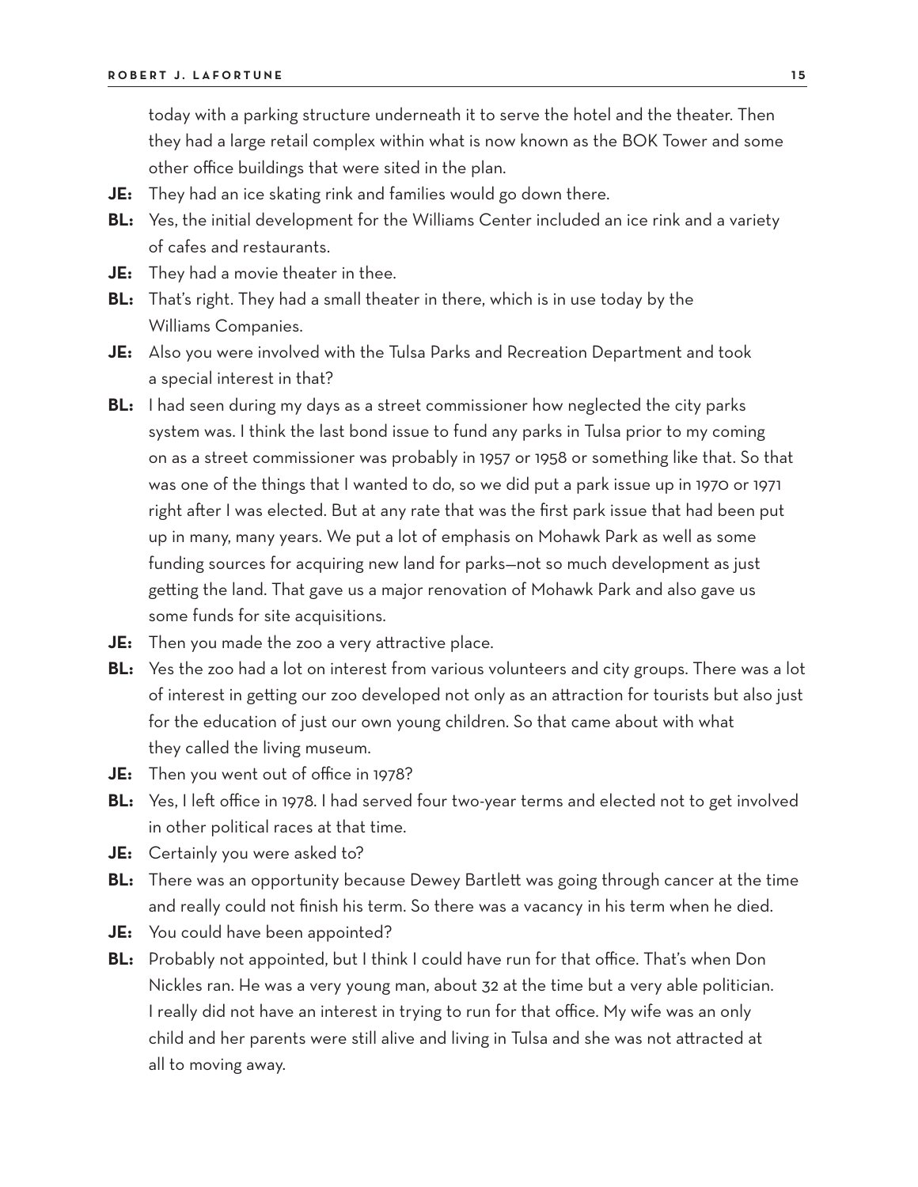today with a parking structure underneath it to serve the hotel and the theater. Then they had a large retail complex within what is now known as the BOK Tower and some other office buildings that were sited in the plan.

**JE:** They had an ice skating rink and families would go down there.

**BL:** Yes, the initial development for the Williams Center included an ice rink and a variety of cafes and restaurants.

**JE:** They had a movie theater in thee.

**BL:** That's right. They had a small theater in there, which is in use today by the Williams Companies.

**JE:** Also you were involved with the Tulsa Parks and Recreation Department and took a special interest in that?

**BL:** I had seen during my days as a street commissioner how neglected the city parks system was. I think the last bond issue to fund any parks in Tulsa prior to my coming on as a street commissioner was probably in 1957 or 1958 or something like that. So that was one of the things that I wanted to do, so we did put a park issue up in 1970 or 1971 right after I was elected. But at any rate that was the first park issue that had been put up in many, many years. We put a lot of emphasis on Mohawk Park as well as some funding sources for acquiring new land for parks—not so much development as just getting the land. That gave us a major renovation of Mohawk Park and also gave us some funds for site acquisitions.

**JE:** Then you made the zoo a very attractive place.

**BL:** Yes the zoo had a lot on interest from various volunteers and city groups. There was a lot of interest in getting our zoo developed not only as an attraction for tourists but also just for the education of just our own young children. So that came about with what they called the living museum.

**JE:** Then you went out of office in 1978?

**BL:** Yes, I left office in 1978. I had served four two-year terms and elected not to get involved in other political races at that time.

**JE:** Certainly you were asked to?

**BL:** There was an opportunity because Dewey Bartlett was going through cancer at the time and really could not finish his term. So there was a vacancy in his term when he died.

**JE:** You could have been appointed?

**BL:** Probably not appointed, but I think I could have run for that office. That's when Don Nickles ran. He was a very young man, about 32 at the time but a very able politician. I really did not have an interest in trying to run for that office. My wife was an only child and her parents were still alive and living in Tulsa and she was not attracted at all to moving away.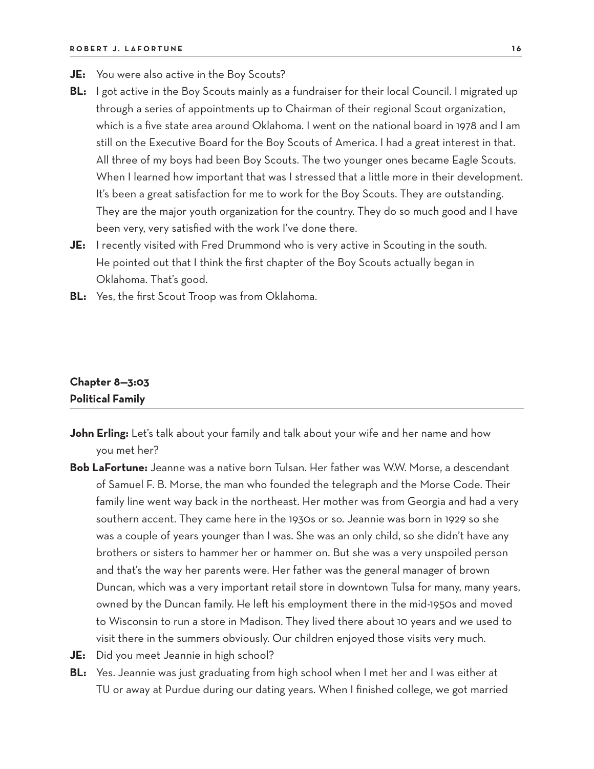**JE:** You were also active in the Boy Scouts?

**BL:** I got active in the Boy Scouts mainly as a fundraiser for their local Council. I migrated up through a series of appointments up to Chairman of their regional Scout organization, which is a five state area around Oklahoma. I went on the national board in 1978 and I am still on the Executive Board for the Boy Scouts of America. I had a great interest in that. All three of my boys had been Boy Scouts. The two younger ones became Eagle Scouts. When I learned how important that was I stressed that a little more in their development. It's been a great satisfaction for me to work for the Boy Scouts. They are outstanding. They are the major youth organization for the country. They do so much good and I have been very, very satisfied with the work I've done there.

**JE:** I recently visited with Fred Drummond who is very active in Scouting in the south. He pointed out that I think the first chapter of the Boy Scouts actually began in Oklahoma. That's good.

**BL:** Yes, the first Scout Troop was from Oklahoma.

## Chapter 8—3:03
## Political Family

**John Erling:** Let's talk about your family and talk about your wife and her name and how you met her?

**Bob LaFortune:** Jeanne was a native born Tulsan. Her father was W.W. Morse, a descendant of Samuel F. B. Morse, the man who founded the telegraph and the Morse Code. Their family line went way back in the northeast. Her mother was from Georgia and had a very southern accent. They came here in the 1930s or so. Jeannie was born in 1929 so she was a couple of years younger than I was. She was an only child, so she didn't have any brothers or sisters to hammer her or hammer on. But she was a very unspoiled person and that's the way her parents were. Her father was the general manager of brown Duncan, which was a very important retail store in downtown Tulsa for many, many years, owned by the Duncan family. He left his employment there in the mid-1950s and moved to Wisconsin to run a store in Madison. They lived there about 10 years and we used to visit there in the summers obviously. Our children enjoyed those visits very much.

**JE:** Did you meet Jeannie in high school?

**BL:** Yes. Jeannie was just graduating from high school when I met her and I was either at TU or away at Purdue during our dating years. When I finished college, we got married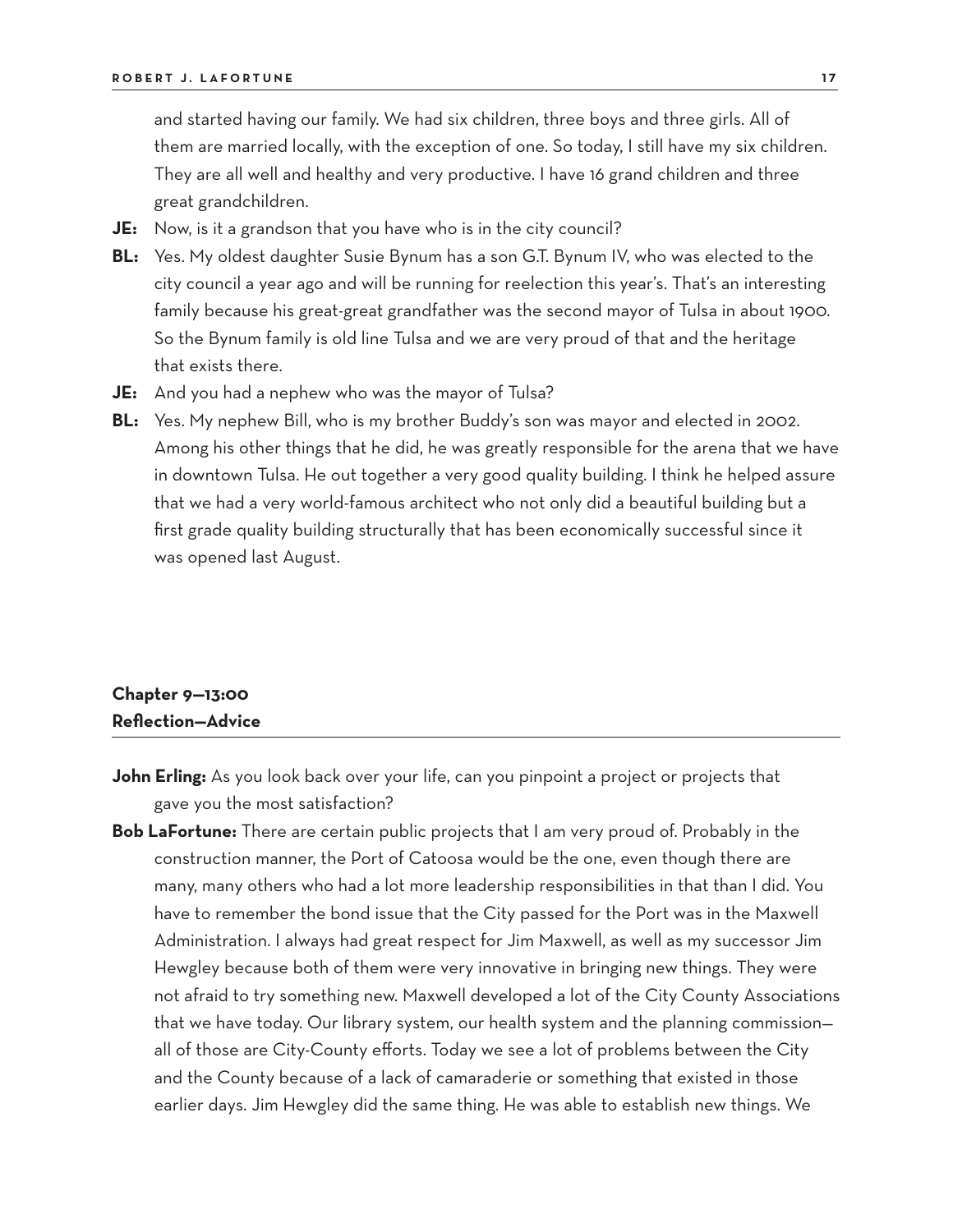and started having our family. We had six children, three boys and three girls. All of them are married locally, with the exception of one. So today, I still have my six children. They are all well and healthy and very productive. I have 16 grand children and three great grandchildren.

**JE:** Now, is it a grandson that you have who is in the city council?

**BL:** Yes. My oldest daughter Susie Bynum has a son G.T. Bynum IV, who was elected to the city council a year ago and will be running for reelection this year's. That's an interesting family because his great-great grandfather was the second mayor of Tulsa in about 1900. So the Bynum family is old line Tulsa and we are very proud of that and the heritage that exists there.

**JE:** And you had a nephew who was the mayor of Tulsa?

**BL:** Yes. My nephew Bill, who is my brother Buddy's son was mayor and elected in 2002. Among his other things that he did, he was greatly responsible for the arena that we have in downtown Tulsa. He out together a very good quality building. I think he helped assure that we had a very world-famous architect who not only did a beautiful building but a first grade quality building structurally that has been economically successful since it was opened last August.

## Chapter 9—13:00
## Reflection—Advice

**John Erling:** As you look back over your life, can you pinpoint a project or projects that gave you the most satisfaction?

**Bob LaFortune:** There are certain public projects that I am very proud of. Probably in the construction manner, the Port of Catoosa would be the one, even though there are many, many others who had a lot more leadership responsibilities in that than I did. You have to remember the bond issue that the City passed for the Port was in the Maxwell Administration. I always had great respect for Jim Maxwell, as well as my successor Jim Hewgley because both of them were very innovative in bringing new things. They were not afraid to try something new. Maxwell developed a lot of the City County Associations that we have today. Our library system, our health system and the planning commission—all of those are City-County efforts. Today we see a lot of problems between the City and the County because of a lack of camaraderie or something that existed in those earlier days. Jim Hewgley did the same thing. He was able to establish new things. We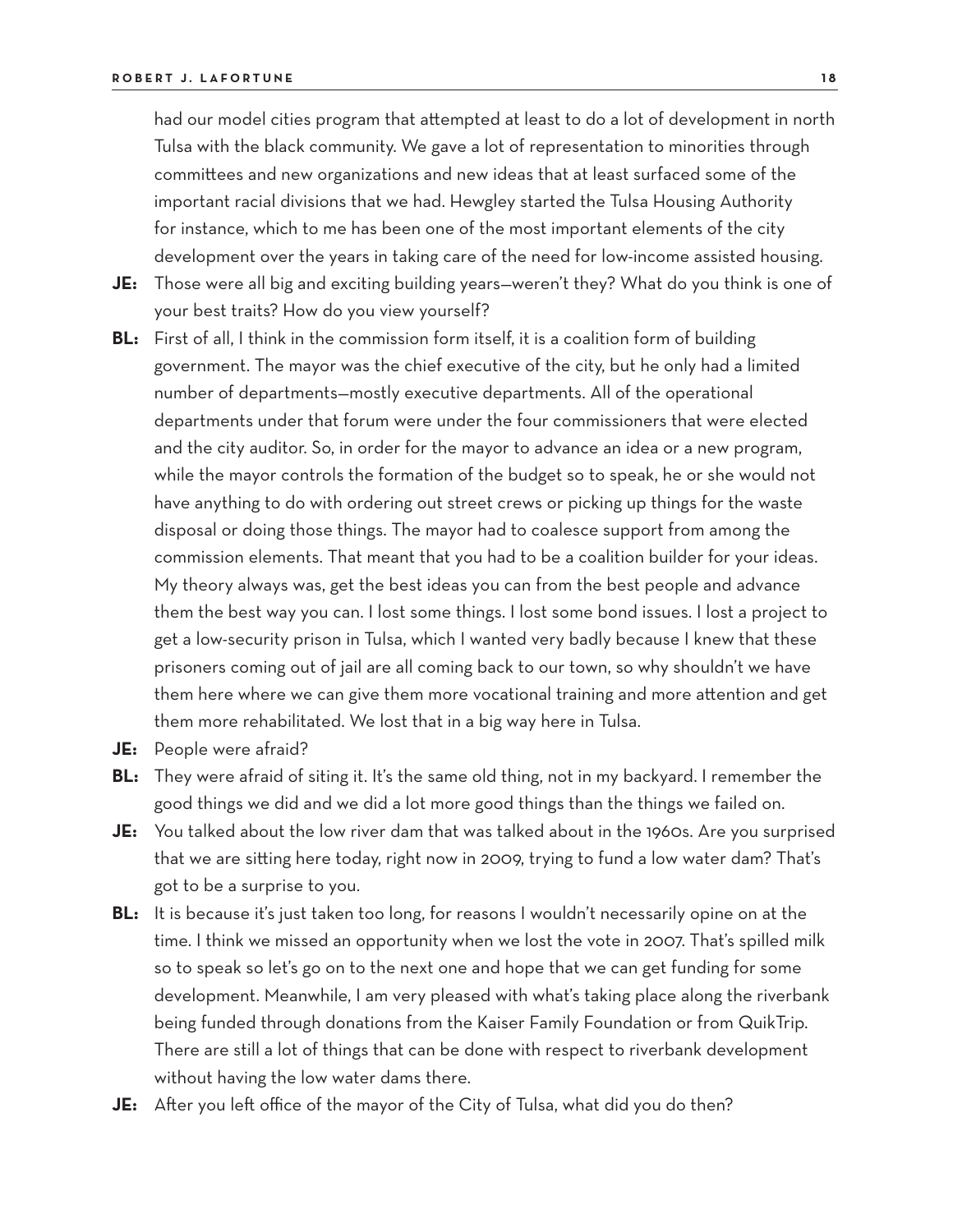had our model cities program that attempted at least to do a lot of development in north Tulsa with the black community. We gave a lot of representation to minorities through committees and new organizations and new ideas that at least surfaced some of the important racial divisions that we had. Hewgley started the Tulsa Housing Authority for instance, which to me has been one of the most important elements of the city development over the years in taking care of the need for low-income assisted housing.

**JE:** Those were all big and exciting building years—weren't they? What do you think is one of your best traits? How do you view yourself?

**BL:** First of all, I think in the commission form itself, it is a coalition form of building government. The mayor was the chief executive of the city, but he only had a limited number of departments—mostly executive departments. All of the operational departments under that forum were under the four commissioners that were elected and the city auditor. So, in order for the mayor to advance an idea or a new program, while the mayor controls the formation of the budget so to speak, he or she would not have anything to do with ordering out street crews or picking up things for the waste disposal or doing those things. The mayor had to coalesce support from among the commission elements. That meant that you had to be a coalition builder for your ideas. My theory always was, get the best ideas you can from the best people and advance them the best way you can. I lost some things. I lost some bond issues. I lost a project to get a low-security prison in Tulsa, which I wanted very badly because I knew that these prisoners coming out of jail are all coming back to our town, so why shouldn't we have them here where we can give them more vocational training and more attention and get them more rehabilitated. We lost that in a big way here in Tulsa.

**JE:** People were afraid?

**BL:** They were afraid of siting it. It's the same old thing, not in my backyard. I remember the good things we did and we did a lot more good things than the things we failed on.

**JE:** You talked about the low river dam that was talked about in the 1960s. Are you surprised that we are sitting here today, right now in 2009, trying to fund a low water dam? That's got to be a surprise to you.

**BL:** It is because it's just taken too long, for reasons I wouldn't necessarily opine on at the time. I think we missed an opportunity when we lost the vote in 2007. That's spilled milk so to speak so let's go on to the next one and hope that we can get funding for some development. Meanwhile, I am very pleased with what's taking place along the riverbank being funded through donations from the Kaiser Family Foundation or from QuikTrip. There are still a lot of things that can be done with respect to riverbank development without having the low water dams there.

**JE:** After you left office of the mayor of the City of Tulsa, what did you do then?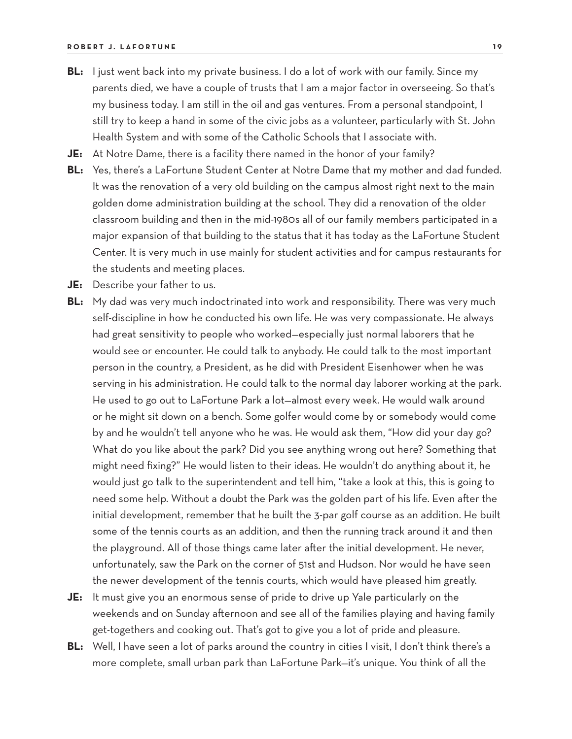**BL:** I just went back into my private business. I do a lot of work with our family. Since my parents died, we have a couple of trusts that I am a major factor in overseeing. So that's my business today. I am still in the oil and gas ventures. From a personal standpoint, I still try to keep a hand in some of the civic jobs as a volunteer, particularly with St. John Health System and with some of the Catholic Schools that I associate with.

**JE:** At Notre Dame, there is a facility there named in the honor of your family?

**BL:** Yes, there's a LaFortune Student Center at Notre Dame that my mother and dad funded. It was the renovation of a very old building on the campus almost right next to the main golden dome administration building at the school. They did a renovation of the older classroom building and then in the mid-1980s all of our family members participated in a major expansion of that building to the status that it has today as the LaFortune Student Center. It is very much in use mainly for student activities and for campus restaurants for the students and meeting places.

**JE:** Describe your father to us.

**BL:** My dad was very much indoctrinated into work and responsibility. There was very much self-discipline in how he conducted his own life. He was very compassionate. He always had great sensitivity to people who worked—especially just normal laborers that he would see or encounter. He could talk to anybody. He could talk to the most important person in the country, a President, as he did with President Eisenhower when he was serving in his administration. He could talk to the normal day laborer working at the park. He used to go out to LaFortune Park a lot—almost every week. He would walk around or he might sit down on a bench. Some golfer would come by or somebody would come by and he wouldn't tell anyone who he was. He would ask them, "How did your day go? What do you like about the park? Did you see anything wrong out here? Something that might need fixing?" He would listen to their ideas. He wouldn't do anything about it, he would just go talk to the superintendent and tell him, "take a look at this, this is going to need some help. Without a doubt the Park was the golden part of his life. Even after the initial development, remember that he built the 3-par golf course as an addition. He built some of the tennis courts as an addition, and then the running track around it and then the playground. All of those things came later after the initial development. He never, unfortunately, saw the Park on the corner of 51st and Hudson. Nor would he have seen the newer development of the tennis courts, which would have pleased him greatly.

**JE:** It must give you an enormous sense of pride to drive up Yale particularly on the weekends and on Sunday afternoon and see all of the families playing and having family get-togethers and cooking out. That's got to give you a lot of pride and pleasure.

**BL:** Well, I have seen a lot of parks around the country in cities I visit, I don't think there's a more complete, small urban park than LaFortune Park—it's unique. You think of all the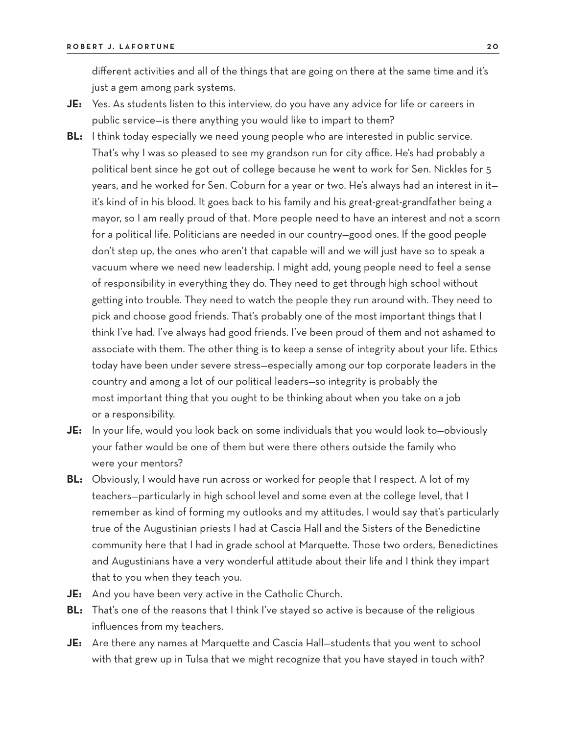different activities and all of the things that are going on there at the same time and it's just a gem among park systems.

**JE:** Yes. As students listen to this interview, do you have any advice for life or careers in public service—is there anything you would like to impart to them?

**BL:** I think today especially we need young people who are interested in public service. That's why I was so pleased to see my grandson run for city office. He's had probably a political bent since he got out of college because he went to work for Sen. Nickles for 5 years, and he worked for Sen. Coburn for a year or two. He's always had an interest in it—it's kind of in his blood. It goes back to his family and his great-great-grandfather being a mayor, so I am really proud of that. More people need to have an interest and not a scorn for a political life. Politicians are needed in our country—good ones. If the good people don't step up, the ones who aren't that capable will and we will just have so to speak a vacuum where we need new leadership. I might add, young people need to feel a sense of responsibility in everything they do. They need to get through high school without getting into trouble. They need to watch the people they run around with. They need to pick and choose good friends. That's probably one of the most important things that I think I've had. I've always had good friends. I've been proud of them and not ashamed to associate with them. The other thing is to keep a sense of integrity about your life. Ethics today have been under severe stress—especially among our top corporate leaders in the country and among a lot of our political leaders—so integrity is probably the most important thing that you ought to be thinking about when you take on a job or a responsibility.

**JE:** In your life, would you look back on some individuals that you would look to—obviously your father would be one of them but were there others outside the family who were your mentors?

**BL:** Obviously, I would have run across or worked for people that I respect. A lot of my teachers—particularly in high school level and some even at the college level, that I remember as kind of forming my outlooks and my attitudes. I would say that's particularly true of the Augustinian priests I had at Cascia Hall and the Sisters of the Benedictine community here that I had in grade school at Marquette. Those two orders, Benedictines and Augustinians have a very wonderful attitude about their life and I think they impart that to you when they teach you.

**JE:** And you have been very active in the Catholic Church.

**BL:** That's one of the reasons that I think I've stayed so active is because of the religious influences from my teachers.

**JE:** Are there any names at Marquette and Cascia Hall—students that you went to school with that grew up in Tulsa that we might recognize that you have stayed in touch with?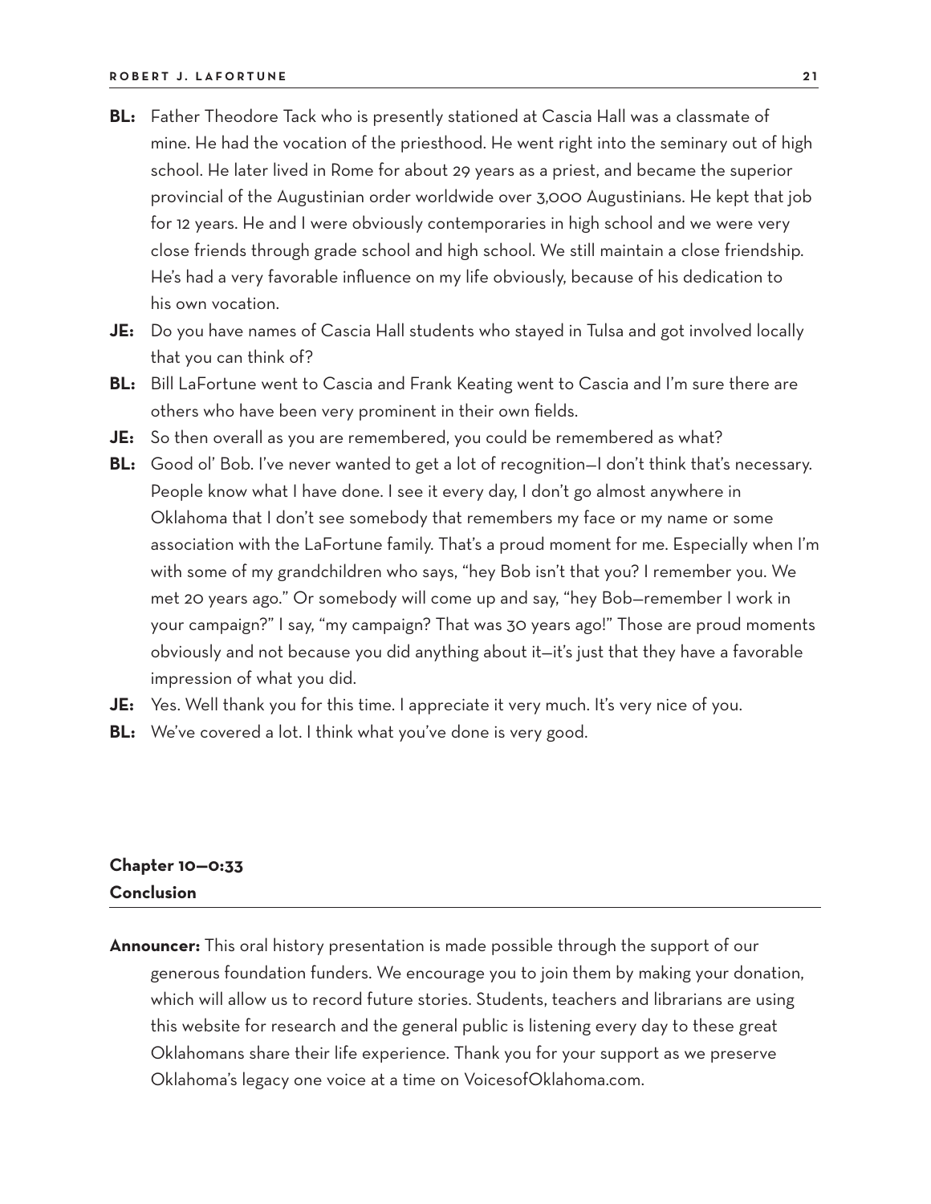**BL:** Father Theodore Tack who is presently stationed at Cascia Hall was a classmate of mine. He had the vocation of the priesthood. He went right into the seminary out of high school. He later lived in Rome for about 29 years as a priest, and became the superior provincial of the Augustinian order worldwide over 3,000 Augustinians. He kept that job for 12 years. He and I were obviously contemporaries in high school and we were very close friends through grade school and high school. We still maintain a close friendship. He's had a very favorable influence on my life obviously, because of his dedication to his own vocation.

**JE:** Do you have names of Cascia Hall students who stayed in Tulsa and got involved locally that you can think of?

**BL:** Bill LaFortune went to Cascia and Frank Keating went to Cascia and I'm sure there are others who have been very prominent in their own fields.

**JE:** So then overall as you are remembered, you could be remembered as what?

**BL:** Good ol' Bob. I've never wanted to get a lot of recognition—I don't think that's necessary. People know what I have done. I see it every day, I don't go almost anywhere in Oklahoma that I don't see somebody that remembers my face or my name or some association with the LaFortune family. That's a proud moment for me. Especially when I'm with some of my grandchildren who says, "hey Bob isn't that you? I remember you. We met 20 years ago." Or somebody will come up and say, "hey Bob—remember I work in your campaign?" I say, "my campaign? That was 30 years ago!" Those are proud moments obviously and not because you did anything about it—it's just that they have a favorable impression of what you did.

**JE:** Yes. Well thank you for this time. I appreciate it very much. It's very nice of you.

**BL:** We've covered a lot. I think what you've done is very good.

## Chapter 10—0:33
## Conclusion

**Announcer:** This oral history presentation is made possible through the support of our generous foundation funders. We encourage you to join them by making your donation, which will allow us to record future stories. Students, teachers and librarians are using this website for research and the general public is listening every day to these great Oklahomans share their life experience. Thank you for your support as we preserve Oklahoma's legacy one voice at a time on VoicesofOklahoma.com.